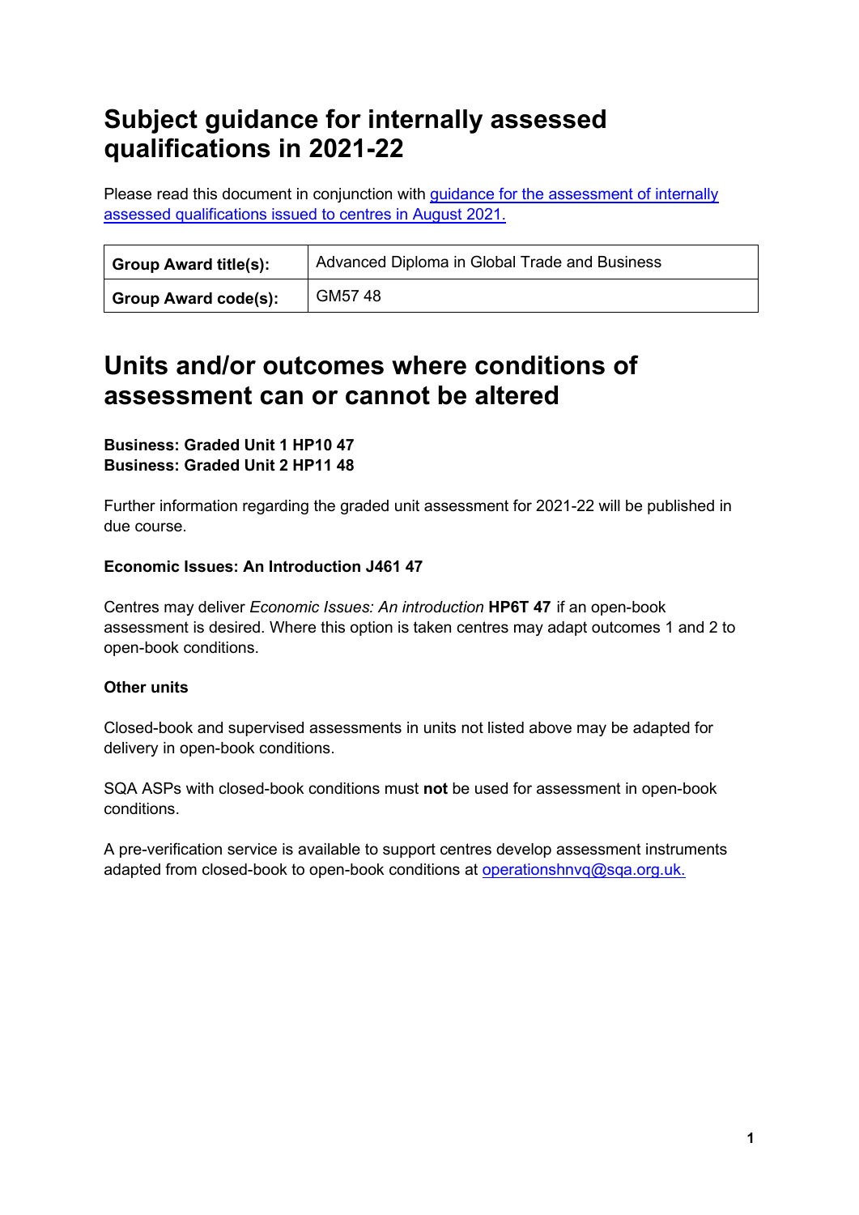# Subject guidance for internally assessed qualifications in 2021-22

Please read this document in conjunction with [guidance for the assessment of internally assessed qualifications issued to centres in August 2021.]()

| **Group Award title(s):** | Advanced Diploma in Global Trade and Business |
|---|---|
| **Group Award code(s):** | GM57 48 |

# Units and/or outcomes where conditions of assessment can or cannot be altered

**Business: Graded Unit 1 HP10 47**
**Business: Graded Unit 2 HP11 48**

Further information regarding the graded unit assessment for 2021-22 will be published in due course.

**Economic Issues: An Introduction J461 47**

Centres may deliver *Economic Issues: An introduction* **HP6T 47** if an open-book assessment is desired. Where this option is taken centres may adapt outcomes 1 and 2 to open-book conditions.

**Other units**

Closed-book and supervised assessments in units not listed above may be adapted for delivery in open-book conditions.

SQA ASPs with closed-book conditions must **not** be used for assessment in open-book conditions.

A pre-verification service is available to support centres develop assessment instruments adapted from closed-book to open-book conditions at [operationshnvq@sqa.org.uk.](mailto:operationshnvq@sqa.org.uk)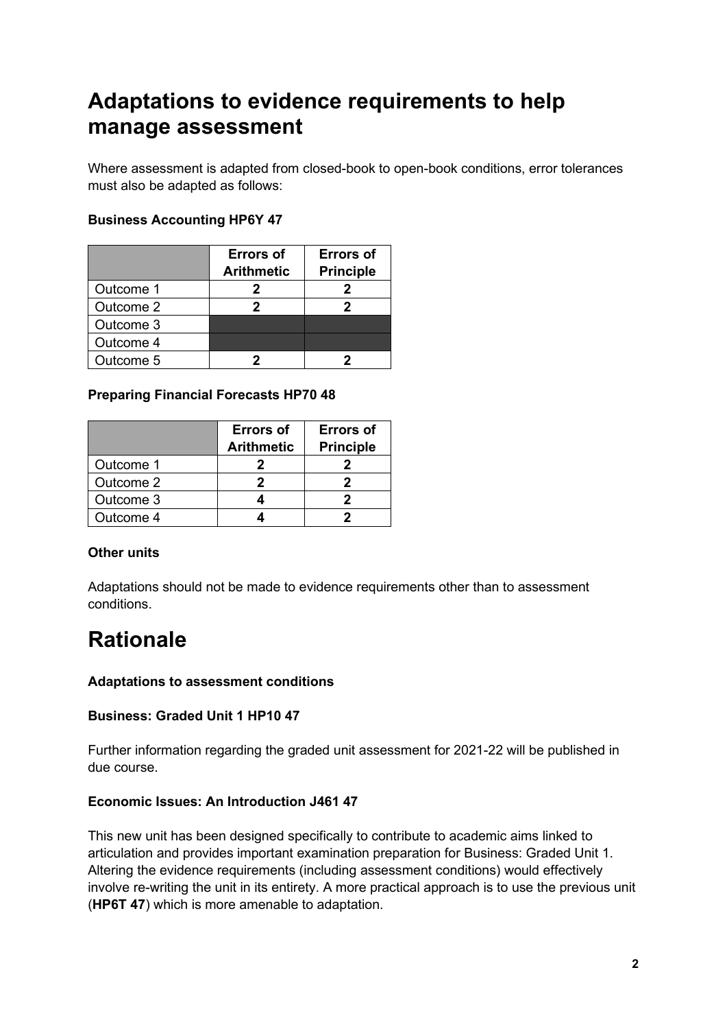# Adaptations to evidence requirements to help manage assessment

Where assessment is adapted from closed-book to open-book conditions, error tolerances must also be adapted as follows:

**Business Accounting HP6Y 47**

| | Errors of Arithmetic | Errors of Principle |
|---|---|---|
| Outcome 1 | 2 | 2 |
| Outcome 2 | 2 | 2 |
| Outcome 3 | | |
| Outcome 4 | | |
| Outcome 5 | 2 | 2 |

**Preparing Financial Forecasts HP70 48**

| | Errors of Arithmetic | Errors of Principle |
|---|---|---|
| Outcome 1 | 2 | 2 |
| Outcome 2 | 2 | 2 |
| Outcome 3 | 4 | 2 |
| Outcome 4 | 4 | 2 |

**Other units**

Adaptations should not be made to evidence requirements other than to assessment conditions.

# Rationale

**Adaptations to assessment conditions**

**Business: Graded Unit 1 HP10 47**

Further information regarding the graded unit assessment for 2021-22 will be published in due course.

**Economic Issues: An Introduction J461 47**

This new unit has been designed specifically to contribute to academic aims linked to articulation and provides important examination preparation for Business: Graded Unit 1. Altering the evidence requirements (including assessment conditions) would effectively involve re-writing the unit in its entirety. A more practical approach is to use the previous unit (**HP6T 47**) which is more amenable to adaptation.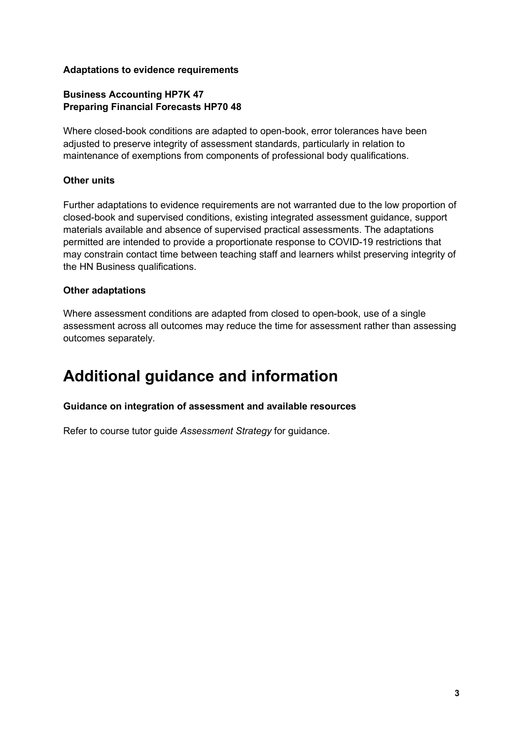**Adaptations to evidence requirements**

**Business Accounting HP7K 47**
**Preparing Financial Forecasts HP70 48**

Where closed-book conditions are adapted to open-book, error tolerances have been adjusted to preserve integrity of assessment standards, particularly in relation to maintenance of exemptions from components of professional body qualifications.

**Other units**

Further adaptations to evidence requirements are not warranted due to the low proportion of closed-book and supervised conditions, existing integrated assessment guidance, support materials available and absence of supervised practical assessments. The adaptations permitted are intended to provide a proportionate response to COVID-19 restrictions that may constrain contact time between teaching staff and learners whilst preserving integrity of the HN Business qualifications.

**Other adaptations**

Where assessment conditions are adapted from closed to open-book, use of a single assessment across all outcomes may reduce the time for assessment rather than assessing outcomes separately.

# Additional guidance and information

**Guidance on integration of assessment and available resources**

Refer to course tutor guide *Assessment Strategy* for guidance.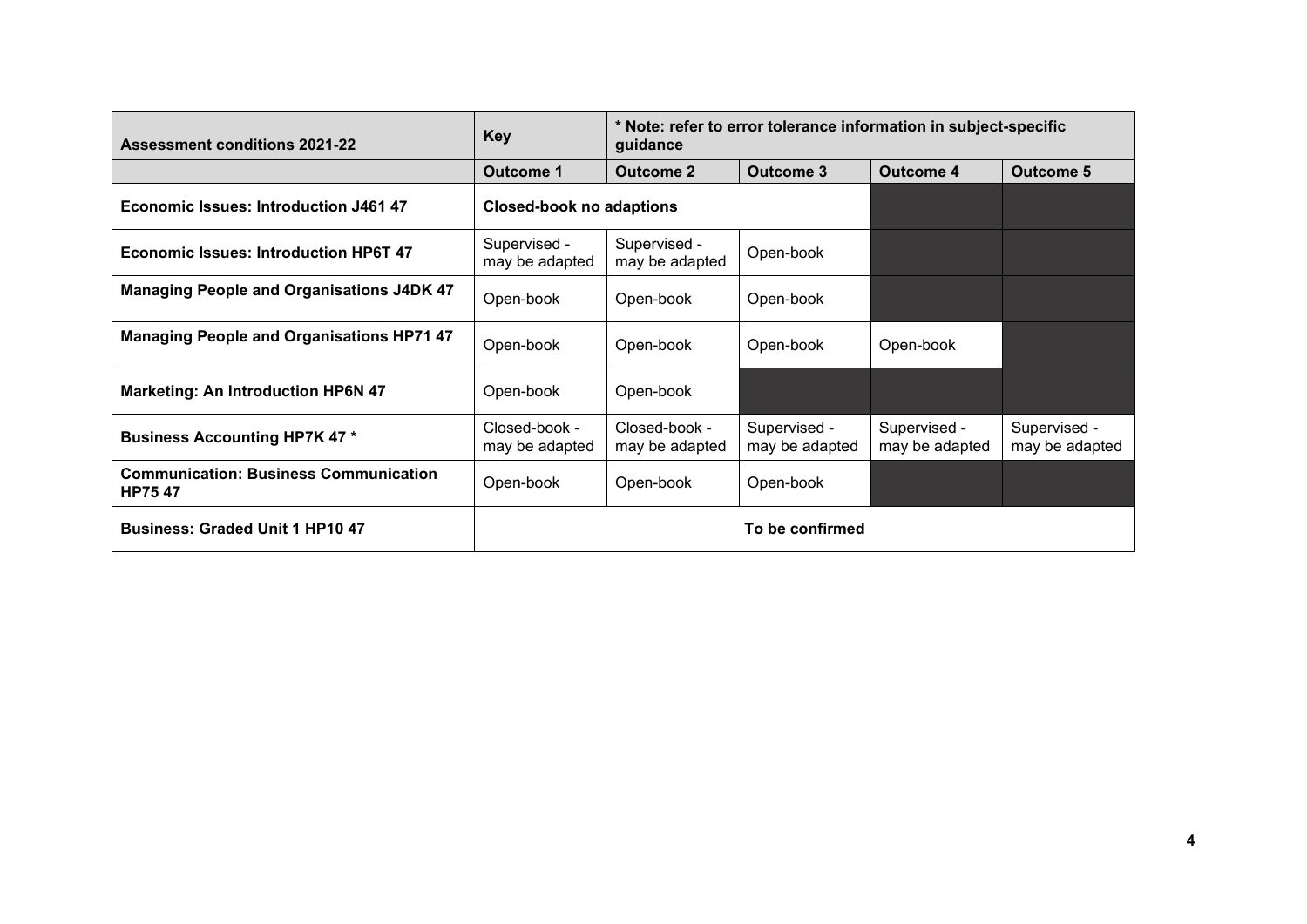| Assessment conditions 2021-22 | Key | * Note: refer to error tolerance information in subject-specific guidance | | | |
|---|---|---|---|---|---|
| | **Outcome 1** | **Outcome 2** | **Outcome 3** | **Outcome 4** | **Outcome 5** |
| **Economic Issues: Introduction J461 47** | **Closed-book no adaptions** | | | | |
| **Economic Issues: Introduction HP6T 47** | Supervised - may be adapted | Supervised - may be adapted | Open-book | | |
| **Managing People and Organisations J4DK 47** | Open-book | Open-book | Open-book | | |
| **Managing People and Organisations HP71 47** | Open-book | Open-book | Open-book | Open-book | |
| **Marketing: An Introduction HP6N 47** | Open-book | Open-book | | | |
| **Business Accounting HP7K 47 *** | Closed-book - may be adapted | Closed-book - may be adapted | Supervised - may be adapted | Supervised - may be adapted | Supervised - may be adapted |
| **Communication: Business Communication HP75 47** | Open-book | Open-book | Open-book | | |
| **Business: Graded Unit 1 HP10 47** | **To be confirmed** | | | | |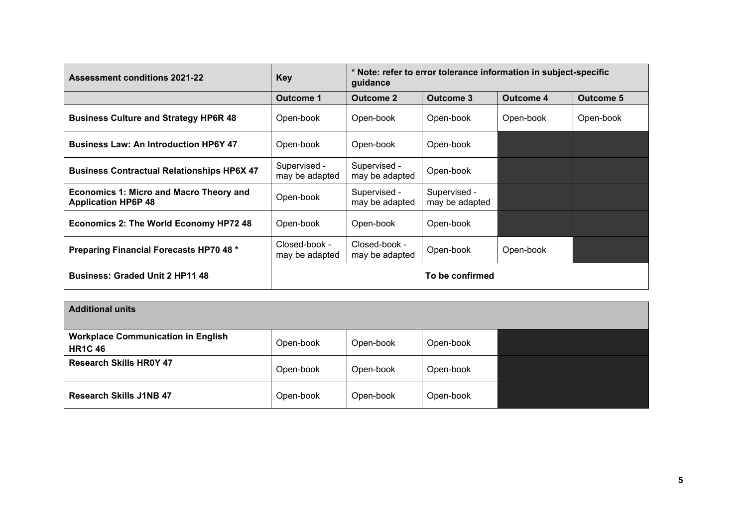| Assessment conditions 2021-22 | Key | * Note: refer to error tolerance information in subject-specific guidance | | | |
|---|---|---|---|---|---|
| | **Outcome 1** | **Outcome 2** | **Outcome 3** | **Outcome 4** | **Outcome 5** |
| **Business Culture and Strategy HP6R 48** | Open-book | Open-book | Open-book | Open-book | Open-book |
| **Business Law: An Introduction HP6Y 47** | Open-book | Open-book | Open-book | | |
| **Business Contractual Relationships HP6X 47** | Supervised - may be adapted | Supervised - may be adapted | Open-book | | |
| **Economics 1: Micro and Macro Theory and Application HP6P 48** | Open-book | Supervised - may be adapted | Supervised - may be adapted | | |
| **Economics 2: The World Economy HP72 48** | Open-book | Open-book | Open-book | | |
| **Preparing Financial Forecasts HP70 48 *** | Closed-book - may be adapted | Closed-book - may be adapted | Open-book | Open-book | |
| **Business: Graded Unit 2 HP11 48** | **To be confirmed** | | | | |

| **Additional units** | | | | | |
|---|---|---|---|---|---|
| **Workplace Communication in English HR1C 46** | Open-book | Open-book | Open-book | | |
| **Research Skills HR0Y 47** | Open-book | Open-book | Open-book | | |
| **Research Skills J1NB 47** | Open-book | Open-book | Open-book | | |